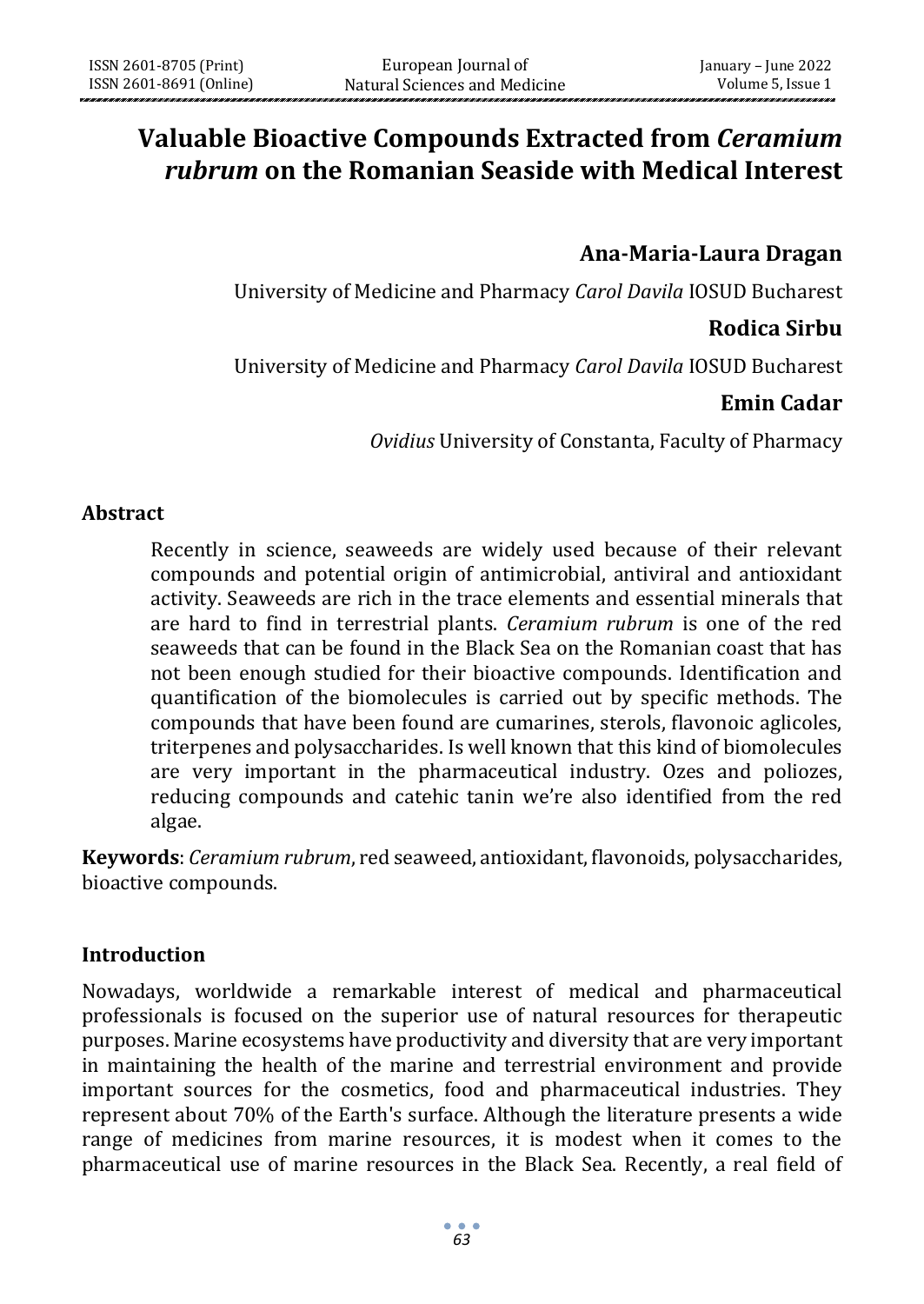# Valuable Bioactive Compounds Extracted from *Ceramium rubrum* on the Romanian Seaside with Medical Interest

**Ana-Maria-Laura Dragan**

University of Medicine and Pharmacy *Carol Davila* IOSUD Bucharest

**Rodica Sirbu**

University of Medicine and Pharmacy *Carol Davila* IOSUD Bucharest

**Emin Cadar**

*Ovidius* University of Constanta, Faculty of Pharmacy

## Abstract

Recently in science, seaweeds are widely used because of their relevant compounds and potential origin of antimicrobial, antiviral and antioxidant activity. Seaweeds are rich in the trace elements and essential minerals that are hard to find in terrestrial plants. *Ceramium rubrum* is one of the red seaweeds that can be found in the Black Sea on the Romanian coast that has not been enough studied for their bioactive compounds. Identification and quantification of the biomolecules is carried out by specific methods. The compounds that have been found are cumarines, sterols, flavonoic aglicoles, triterpenes and polysaccharides. Is well known that this kind of biomolecules are very important in the pharmaceutical industry. Ozes and poliozes, reducing compounds and catehic tanin we're also identified from the red algae.

**Keywords**: *Ceramium rubrum*, red seaweed, antioxidant, flavonoids, polysaccharides, bioactive compounds.

## Introduction

Nowadays, worldwide a remarkable interest of medical and pharmaceutical professionals is focused on the superior use of natural resources for therapeutic purposes. Marine ecosystems have productivity and diversity that are very important in maintaining the health of the marine and terrestrial environment and provide important sources for the cosmetics, food and pharmaceutical industries. They represent about 70% of the Earth's surface. Although the literature presents a wide range of medicines from marine resources, it is modest when it comes to the pharmaceutical use of marine resources in the Black Sea. Recently, a real field of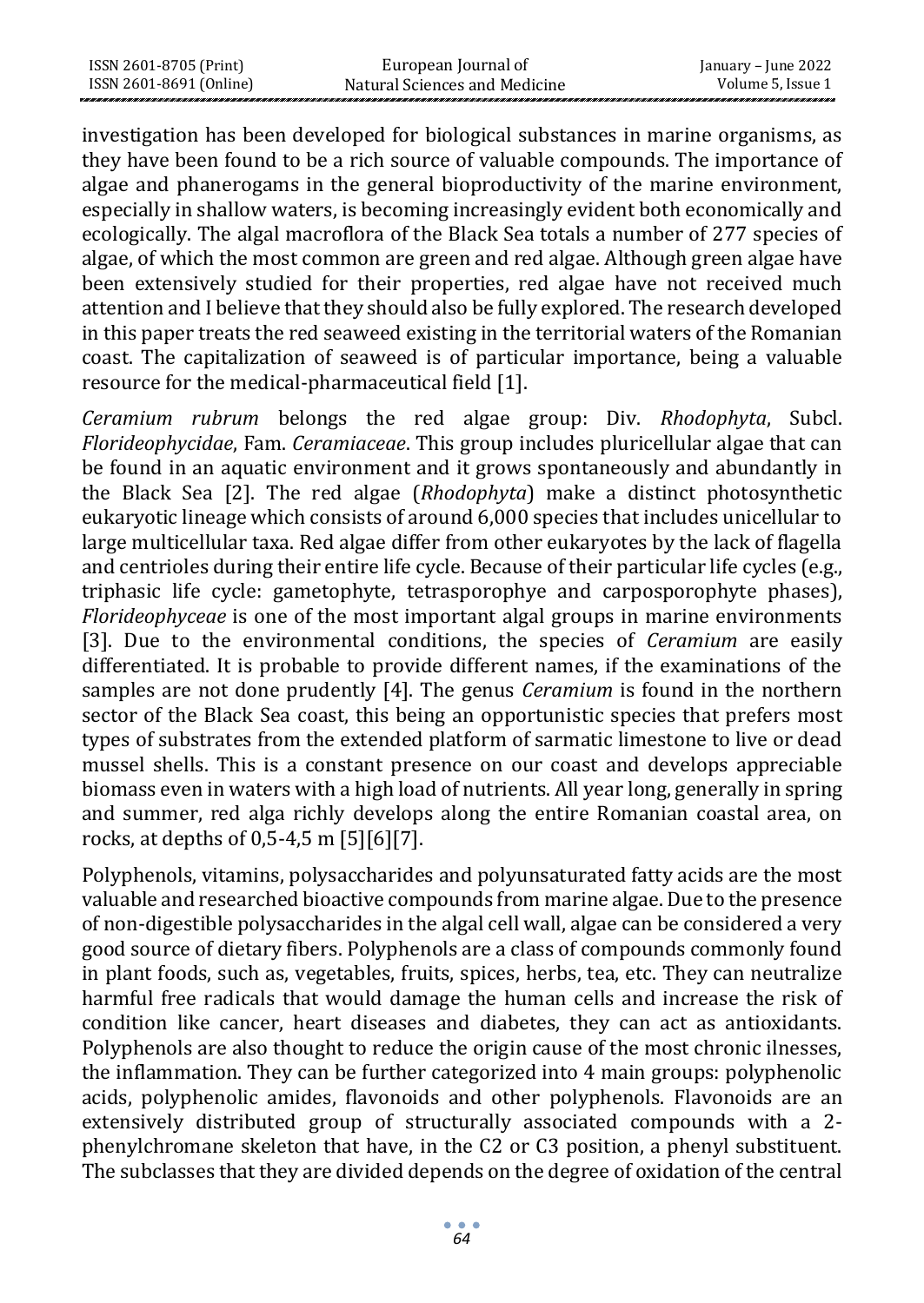investigation has been developed for biological substances in marine organisms, as they have been found to be a rich source of valuable compounds. The importance of algae and phanerogams in the general bioproductivity of the marine environment, especially in shallow waters, is becoming increasingly evident both economically and ecologically. The algal macroflora of the Black Sea totals a number of 277 species of algae, of which the most common are green and red algae. Although green algae have been extensively studied for their properties, red algae have not received much attention and I believe that they should also be fully explored. The research developed in this paper treats the red seaweed existing in the territorial waters of the Romanian coast. The capitalization of seaweed is of particular importance, being a valuable resource for the medical-pharmaceutical field [1].

*Ceramium rubrum* belongs the red algae group: Div. *Rhodophyta*, Subcl. *Florideophycidae*, Fam. *Ceramiaceae*. This group includes pluricellular algae that can be found in an aquatic environment and it grows spontaneously and abundantly in the Black Sea [2]. The red algae (*Rhodophyta*) make a distinct photosynthetic eukaryotic lineage which consists of around 6,000 species that includes unicellular to large multicellular taxa. Red algae differ from other eukaryotes by the lack of flagella and centrioles during their entire life cycle. Because of their particular life cycles (e.g., triphasic life cycle: gametophyte, tetrasporophye and carposporophyte phases), *Florideophyceae* is one of the most important algal groups in marine environments [3]. Due to the environmental conditions, the species of *Ceramium* are easily differentiated. It is probable to provide different names, if the examinations of the samples are not done prudently [4]. The genus *Ceramium* is found in the northern sector of the Black Sea coast, this being an opportunistic species that prefers most types of substrates from the extended platform of sarmatic limestone to live or dead mussel shells. This is a constant presence on our coast and develops appreciable biomass even in waters with a high load of nutrients. All year long, generally in spring and summer, red alga richly develops along the entire Romanian coastal area, on rocks, at depths of 0,5-4,5 m [5][6][7].

Polyphenols, vitamins, polysaccharides and polyunsaturated fatty acids are the most valuable and researched bioactive compounds from marine algae. Due to the presence of non-digestible polysaccharides in the algal cell wall, algae can be considered a very good source of dietary fibers. Polyphenols are a class of compounds commonly found in plant foods, such as, vegetables, fruits, spices, herbs, tea, etc. They can neutralize harmful free radicals that would damage the human cells and increase the risk of condition like cancer, heart diseases and diabetes, they can act as antioxidants. Polyphenols are also thought to reduce the origin cause of the most chronic ilnesses, the inflammation. They can be further categorized into 4 main groups: polyphenolic acids, polyphenolic amides, flavonoids and other polyphenols. Flavonoids are an extensively distributed group of structurally associated compounds with a 2-phenylchromane skeleton that have, in the C2 or C3 position, a phenyl substituent. The subclasses that they are divided depends on the degree of oxidation of the central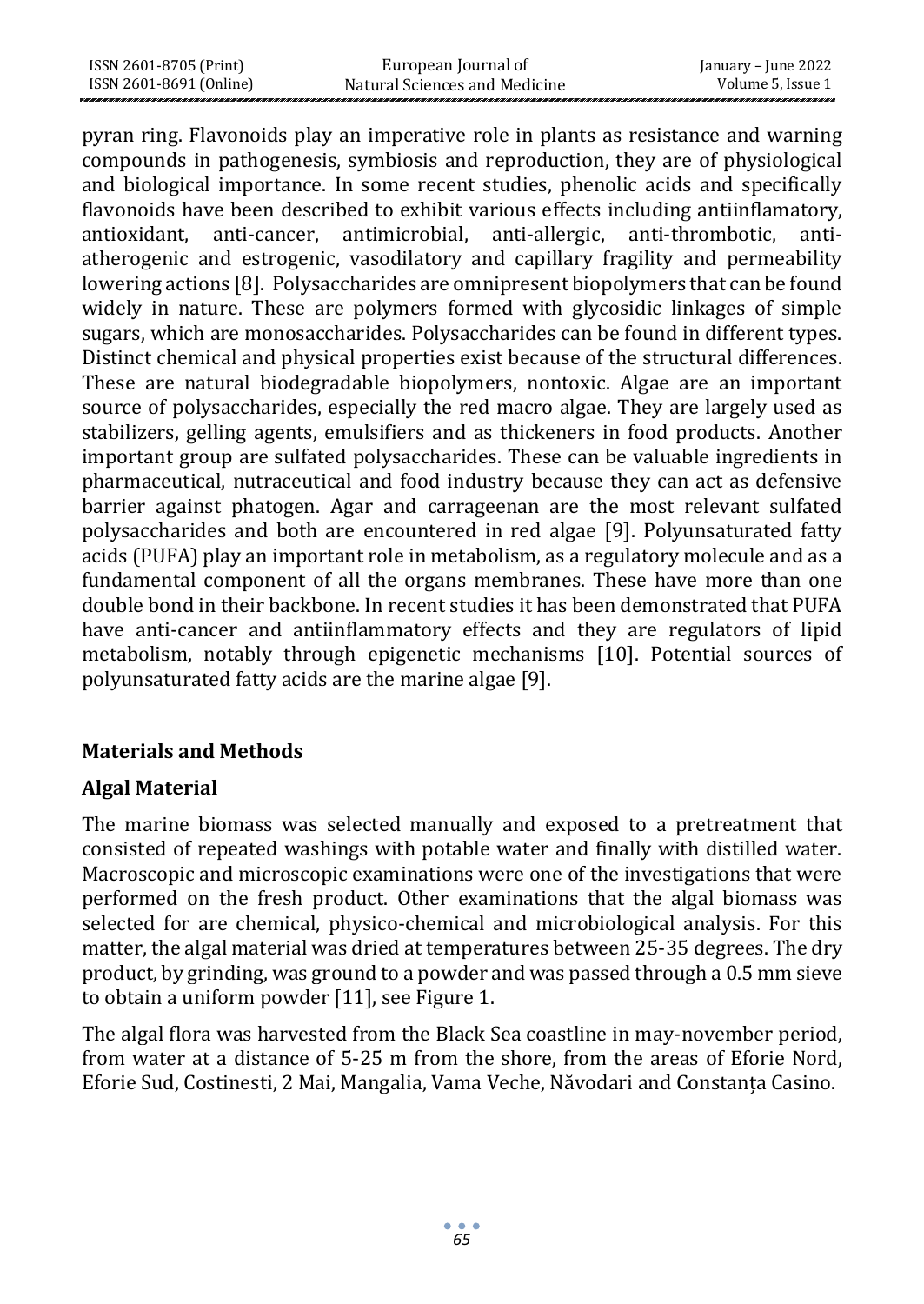pyran ring. Flavonoids play an imperative role in plants as resistance and warning compounds in pathogenesis, symbiosis and reproduction, they are of physiological and biological importance. In some recent studies, phenolic acids and specifically flavonoids have been described to exhibit various effects including antiinflamatory, antioxidant, anti-cancer, antimicrobial, anti-allergic, anti-thrombotic, anti-atherogenic and estrogenic, vasodilatory and capillary fragility and permeability lowering actions [8]. Polysaccharides are omnipresent biopolymers that can be found widely in nature. These are polymers formed with glycosidic linkages of simple sugars, which are monosaccharides. Polysaccharides can be found in different types. Distinct chemical and physical properties exist because of the structural differences. These are natural biodegradable biopolymers, nontoxic. Algae are an important source of polysaccharides, especially the red macro algae. They are largely used as stabilizers, gelling agents, emulsifiers and as thickeners in food products. Another important group are sulfated polysaccharides. These can be valuable ingredients in pharmaceutical, nutraceutical and food industry because they can act as defensive barrier against phatogen. Agar and carrageenan are the most relevant sulfated polysaccharides and both are encountered in red algae [9]. Polyunsaturated fatty acids (PUFA) play an important role in metabolism, as a regulatory molecule and as a fundamental component of all the organs membranes. These have more than one double bond in their backbone. In recent studies it has been demonstrated that PUFA have anti-cancer and antiinflammatory effects and they are regulators of lipid metabolism, notably through epigenetic mechanisms [10]. Potential sources of polyunsaturated fatty acids are the marine algae [9].

## Materials and Methods

### Algal Material

The marine biomass was selected manually and exposed to a pretreatment that consisted of repeated washings with potable water and finally with distilled water. Macroscopic and microscopic examinations were one of the investigations that were performed on the fresh product. Other examinations that the algal biomass was selected for are chemical, physico-chemical and microbiological analysis. For this matter, the algal material was dried at temperatures between 25-35 degrees. The dry product, by grinding, was ground to a powder and was passed through a 0.5 mm sieve to obtain a uniform powder [11], see Figure 1.

The algal flora was harvested from the Black Sea coastline in may-november period, from water at a distance of 5-25 m from the shore, from the areas of Eforie Nord, Eforie Sud, Costinesti, 2 Mai, Mangalia, Vama Veche, Năvodari and Constanța Casino.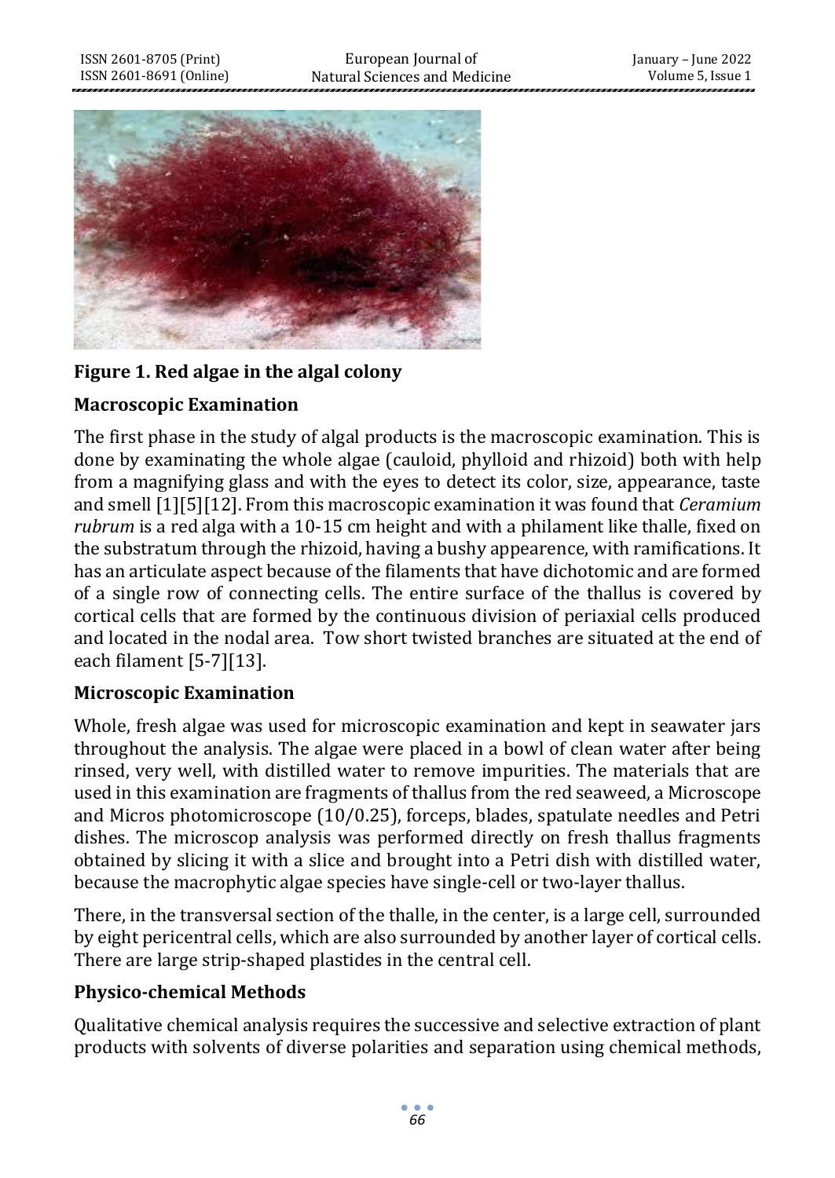**Figure 1. Red algae in the algal colony**

**Macroscopic Examination**

The first phase in the study of algal products is the macroscopic examination. This is done by examinating the whole algae (cauloid, phylloid and rhizoid) both with help from a magnifying glass and with the eyes to detect its color, size, appearance, taste and smell [1][5][12]. From this macroscopic examination it was found that *Ceramium rubrum* is a red alga with a 10-15 cm height and with a philament like thalle, fixed on the substratum through the rhizoid, having a bushy appearence, with ramifications. It has an articulate aspect because of the filaments that have dichotomic and are formed of a single row of connecting cells. The entire surface of the thallus is covered by cortical cells that are formed by the continuous division of periaxial cells produced and located in the nodal area. Tow short twisted branches are situated at the end of each filament [5-7][13].

**Microscopic Examination**

Whole, fresh algae was used for microscopic examination and kept in seawater jars throughout the analysis. The algae were placed in a bowl of clean water after being rinsed, very well, with distilled water to remove impurities. The materials that are used in this examination are fragments of thallus from the red seaweed, a Microscope and Micros photomicroscope (10/0.25), forceps, blades, spatulate needles and Petri dishes. The microscop analysis was performed directly on fresh thallus fragments obtained by slicing it with a slice and brought into a Petri dish with distilled water, because the macrophytic algae species have single-cell or two-layer thallus.

There, in the transversal section of the thalle, in the center, is a large cell, surrounded by eight pericentral cells, which are also surrounded by another layer of cortical cells. There are large strip-shaped plastides in the central cell.

**Physico-chemical Methods**

Qualitative chemical analysis requires the successive and selective extraction of plant products with solvents of diverse polarities and separation using chemical methods,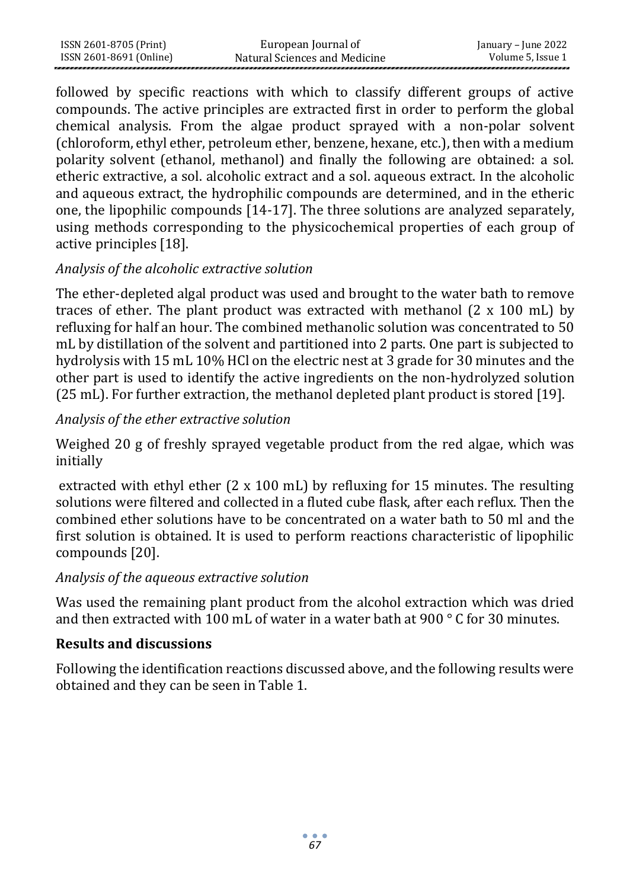followed by specific reactions with which to classify different groups of active compounds. The active principles are extracted first in order to perform the global chemical analysis. From the algae product sprayed with a non-polar solvent (chloroform, ethyl ether, petroleum ether, benzene, hexane, etc.), then with a medium polarity solvent (ethanol, methanol) and finally the following are obtained: a sol. etheric extractive, a sol. alcoholic extract and a sol. aqueous extract. In the alcoholic and aqueous extract, the hydrophilic compounds are determined, and in the etheric one, the lipophilic compounds [14-17]. The three solutions are analyzed separately, using methods corresponding to the physicochemical properties of each group of active principles [18].

*Analysis of the alcoholic extractive solution*

The ether-depleted algal product was used and brought to the water bath to remove traces of ether. The plant product was extracted with methanol (2 x 100 mL) by refluxing for half an hour. The combined methanolic solution was concentrated to 50 mL by distillation of the solvent and partitioned into 2 parts. One part is subjected to hydrolysis with 15 mL 10% HCl on the electric nest at 3 grade for 30 minutes and the other part is used to identify the active ingredients on the non-hydrolyzed solution (25 mL). For further extraction, the methanol depleted plant product is stored [19].

*Analysis of the ether extractive solution*

Weighed 20 g of freshly sprayed vegetable product from the red algae, which was initially

extracted with ethyl ether (2 x 100 mL) by refluxing for 15 minutes. The resulting solutions were filtered and collected in a fluted cube flask, after each reflux. Then the combined ether solutions have to be concentrated on a water bath to 50 ml and the first solution is obtained. It is used to perform reactions characteristic of lipophilic compounds [20].

*Analysis of the aqueous extractive solution*

Was used the remaining plant product from the alcohol extraction which was dried and then extracted with 100 mL of water in a water bath at 900 ° C for 30 minutes.

## Results and discussions

Following the identification reactions discussed above, and the following results were obtained and they can be seen in Table 1.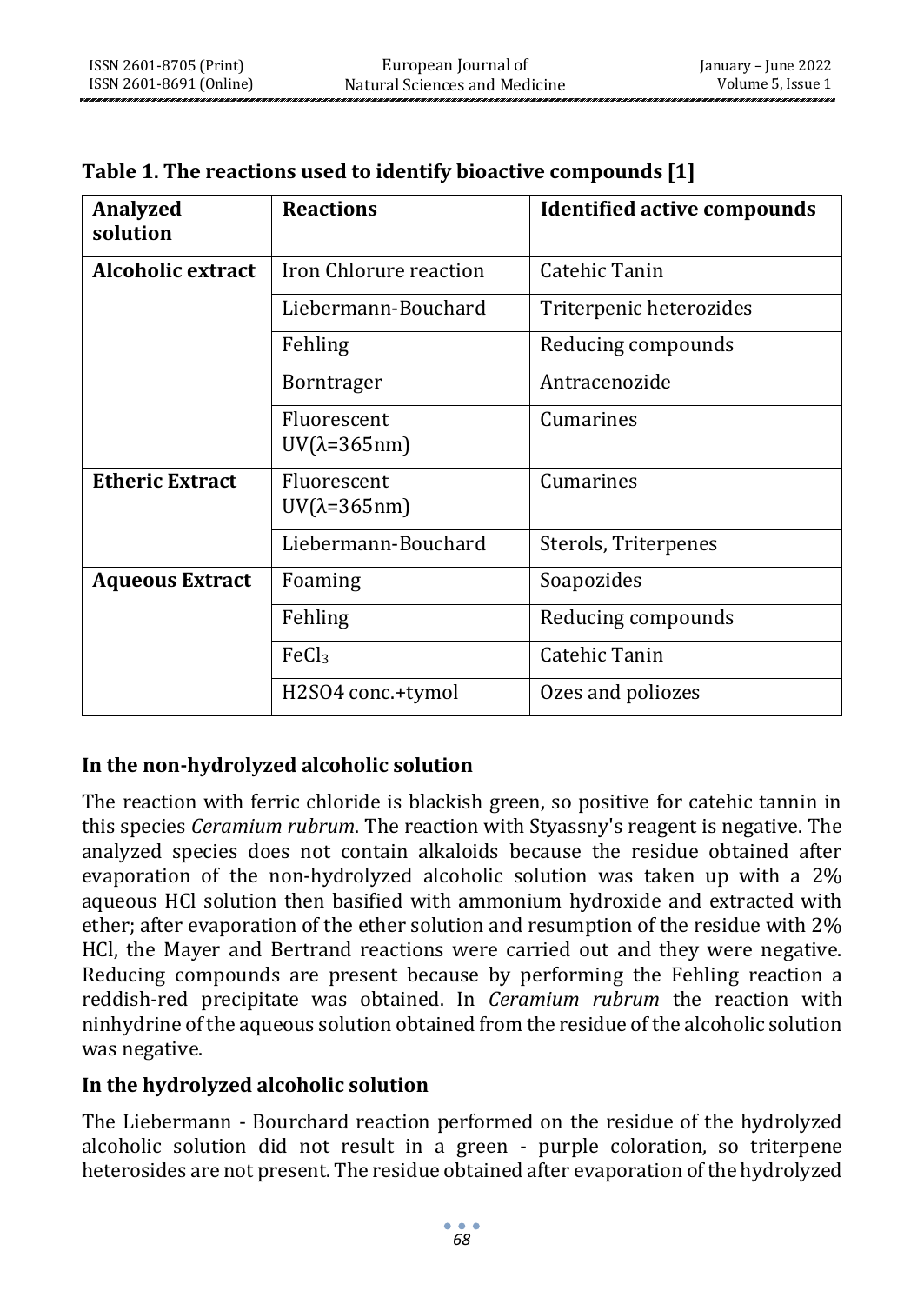**Table 1. The reactions used to identify bioactive compounds [1]**

| Analyzed solution | Reactions | Identified active compounds |
|---|---|---|
| **Alcoholic extract** | Iron Chlorure reaction | Catehic Tanin |
| | Liebermann-Bouchard | Triterpenic heterozides |
| | Fehling | Reducing compounds |
| | Borntrager | Antracenozide |
| | Fluorescent UV(λ=365nm) | Cumarines |
| **Etheric Extract** | Fluorescent UV(λ=365nm) | Cumarines |
| | Liebermann-Bouchard | Sterols, Triterpenes |
| **Aqueous Extract** | Foaming | Soapozides |
| | Fehling | Reducing compounds |
| | $FeCl_3$ | Catehic Tanin |
| | H2SO4 conc.+tymol | Ozes and poliozes |

**In the non-hydrolyzed alcoholic solution**

The reaction with ferric chloride is blackish green, so positive for catehic tannin in this species *Ceramium rubrum*. The reaction with Styassny's reagent is negative. The analyzed species does not contain alkaloids because the residue obtained after evaporation of the non-hydrolyzed alcoholic solution was taken up with a 2% aqueous HCl solution then basified with ammonium hydroxide and extracted with ether; after evaporation of the ether solution and resumption of the residue with 2% HCl, the Mayer and Bertrand reactions were carried out and they were negative. Reducing compounds are present because by performing the Fehling reaction a reddish-red precipitate was obtained. In *Ceramium rubrum* the reaction with ninhydrine of the aqueous solution obtained from the residue of the alcoholic solution was negative.

**In the hydrolyzed alcoholic solution**

The Liebermann - Bourchard reaction performed on the residue of the hydrolyzed alcoholic solution did not result in a green - purple coloration, so triterpene heterosides are not present. The residue obtained after evaporation of the hydrolyzed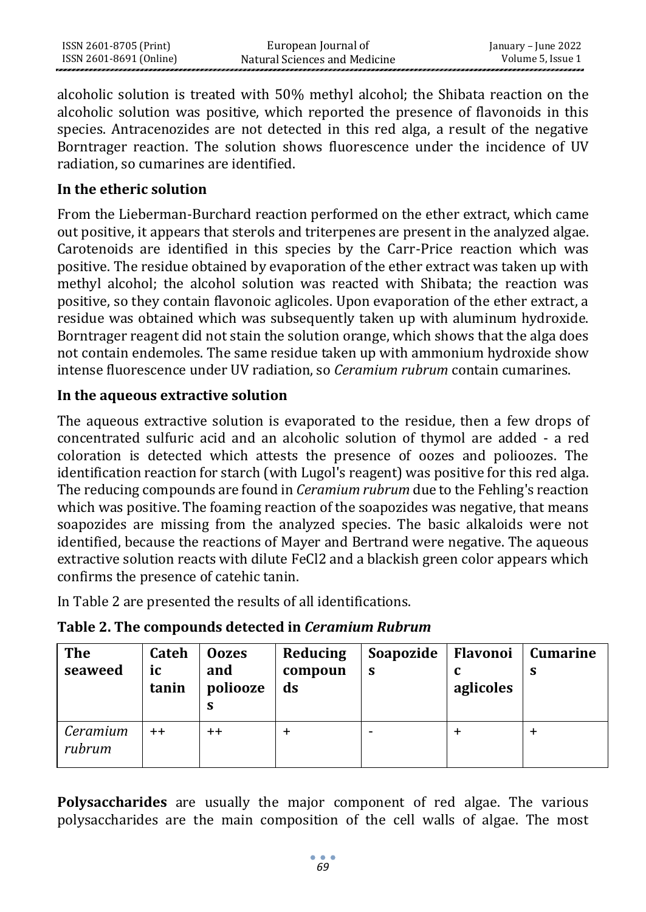alcoholic solution is treated with 50% methyl alcohol; the Shibata reaction on the alcoholic solution was positive, which reported the presence of flavonoids in this species. Antracenozides are not detected in this red alga, a result of the negative Borntrager reaction. The solution shows fluorescence under the incidence of UV radiation, so cumarines are identified.

### In the etheric solution

From the Lieberman-Burchard reaction performed on the ether extract, which came out positive, it appears that sterols and triterpenes are present in the analyzed algae. Carotenoids are identified in this species by the Carr-Price reaction which was positive. The residue obtained by evaporation of the ether extract was taken up with methyl alcohol; the alcohol solution was reacted with Shibata; the reaction was positive, so they contain flavonoic aglicoles. Upon evaporation of the ether extract, a residue was obtained which was subsequently taken up with aluminum hydroxide. Borntrager reagent did not stain the solution orange, which shows that the alga does not contain endemoles. The same residue taken up with ammonium hydroxide show intense fluorescence under UV radiation, so *Ceramium rubrum* contain cumarines.

### In the aqueous extractive solution

The aqueous extractive solution is evaporated to the residue, then a few drops of concentrated sulfuric acid and an alcoholic solution of thymol are added - a red coloration is detected which attests the presence of oozes and polioozes. The identification reaction for starch (with Lugol's reagent) was positive for this red alga. The reducing compounds are found in *Ceramium rubrum* due to the Fehling's reaction which was positive. The foaming reaction of the soapozides was negative, that means soapozides are missing from the analyzed species. The basic alkaloids were not identified, because the reactions of Mayer and Bertrand were negative. The aqueous extractive solution reacts with dilute $FeCl_2$ and a blackish green color appears which confirms the presence of catehic tanin.

In Table 2 are presented the results of all identifications.

**Table 2. The compounds detected in *Ceramium Rubrum***

| The seaweed | Catehic tanin | Oozes and polioozes | Reducing compounds | Soapozides | Flavonoic aglicoles | Cumarines |
|---|---|---|---|---|---|---|
| *Ceramium rubrum* | ++ | ++ | + | - | + | + |

**Polysaccharides** are usually the major component of red algae. The various polysaccharides are the main composition of the cell walls of algae. The most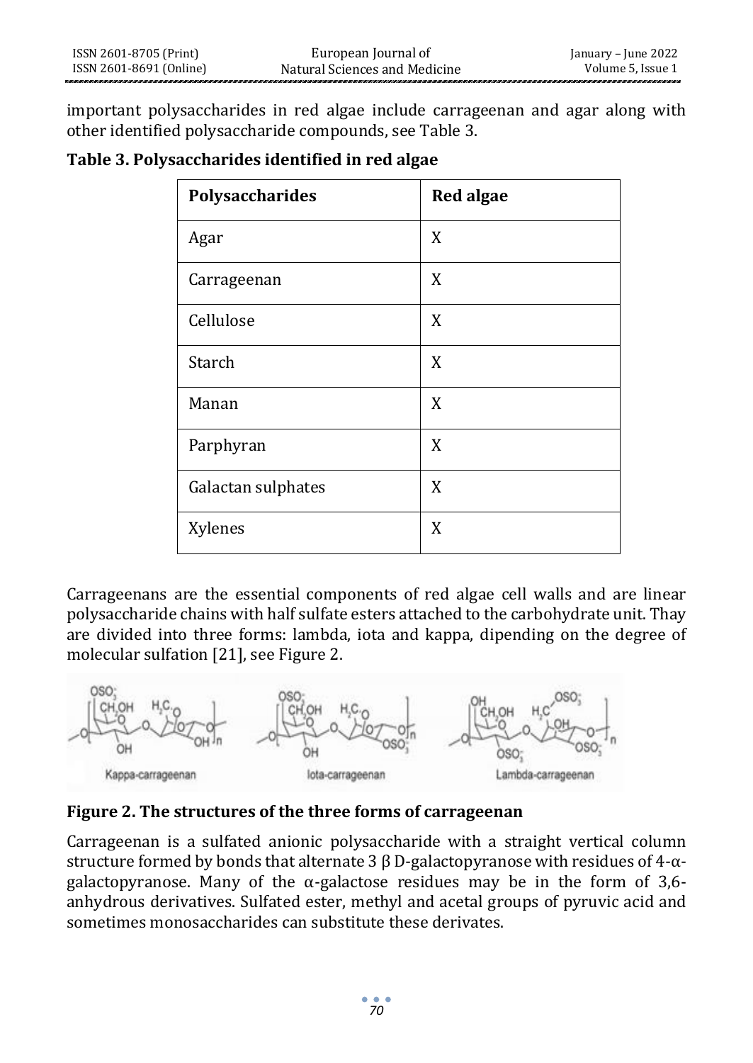important polysaccharides in red algae include carrageenan and agar along with other identified polysaccharide compounds, see Table 3.

**Table 3. Polysaccharides identified in red algae**

| Polysaccharides | Red algae |
|---|---|
| Agar | X |
| Carrageenan | X |
| Cellulose | X |
| Starch | X |
| Manan | X |
| Parphyran | X |
| Galactan sulphates | X |
| Xylenes | X |

Carrageenans are the essential components of red algae cell walls and are linear polysaccharide chains with half sulfate esters attached to the carbohydrate unit. Thay are divided into three forms: lambda, iota and kappa, dipending on the degree of molecular sulfation [21], see Figure 2.

Kappa-carrageenan    Iota-carrageenan    Lambda-carrageenan

**Figure 2. The structures of the three forms of carrageenan**

Carrageenan is a sulfated anionic polysaccharide with a straight vertical column structure formed by bonds that alternate 3 β D-galactopyranose with residues of 4-α-galactopyranose. Many of the α-galactose residues may be in the form of 3,6-anhydrous derivatives. Sulfated ester, methyl and acetal groups of pyruvic acid and sometimes monosaccharides can substitute these derivates.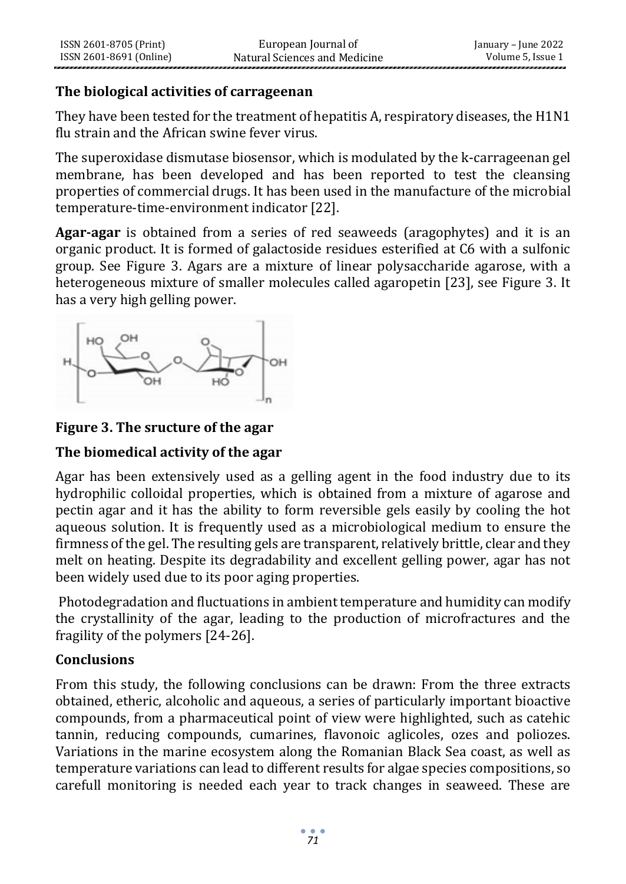**The biological activities of carrageenan**

They have been tested for the treatment of hepatitis A, respiratory diseases, the H1N1 flu strain and the African swine fever virus.

The superoxidase dismutase biosensor, which is modulated by the k-carrageenan gel membrane, has been developed and has been reported to test the cleansing properties of commercial drugs. It has been used in the manufacture of the microbial temperature-time-environment indicator [22].

**Agar-agar** is obtained from a series of red seaweeds (aragophytes) and it is an organic product. It is formed of galactoside residues esterified at C6 with a sulfonic group. See Figure 3. Agars are a mixture of linear polysaccharide agarose, with a heterogeneous mixture of smaller molecules called agaropetin [23], see Figure 3. It has a very high gelling power.

**Figure 3. The sructure of the agar**

**The biomedical activity of the agar**

Agar has been extensively used as a gelling agent in the food industry due to its hydrophilic colloidal properties, which is obtained from a mixture of agarose and pectin agar and it has the ability to form reversible gels easily by cooling the hot aqueous solution. It is frequently used as a microbiological medium to ensure the firmness of the gel. The resulting gels are transparent, relatively brittle, clear and they melt on heating. Despite its degradability and excellent gelling power, agar has not been widely used due to its poor aging properties.

Photodegradation and fluctuations in ambient temperature and humidity can modify the crystallinity of the agar, leading to the production of microfractures and the fragility of the polymers [24-26].

**Conclusions**

From this study, the following conclusions can be drawn: From the three extracts obtained, etheric, alcoholic and aqueous, a series of particularly important bioactive compounds, from a pharmaceutical point of view were highlighted, such as catehic tannin, reducing compounds, cumarines, flavonoic aglicoles, ozes and poliozes. Variations in the marine ecosystem along the Romanian Black Sea coast, as well as temperature variations can lead to different results for algae species compositions, so carefull monitoring is needed each year to track changes in seaweed. These are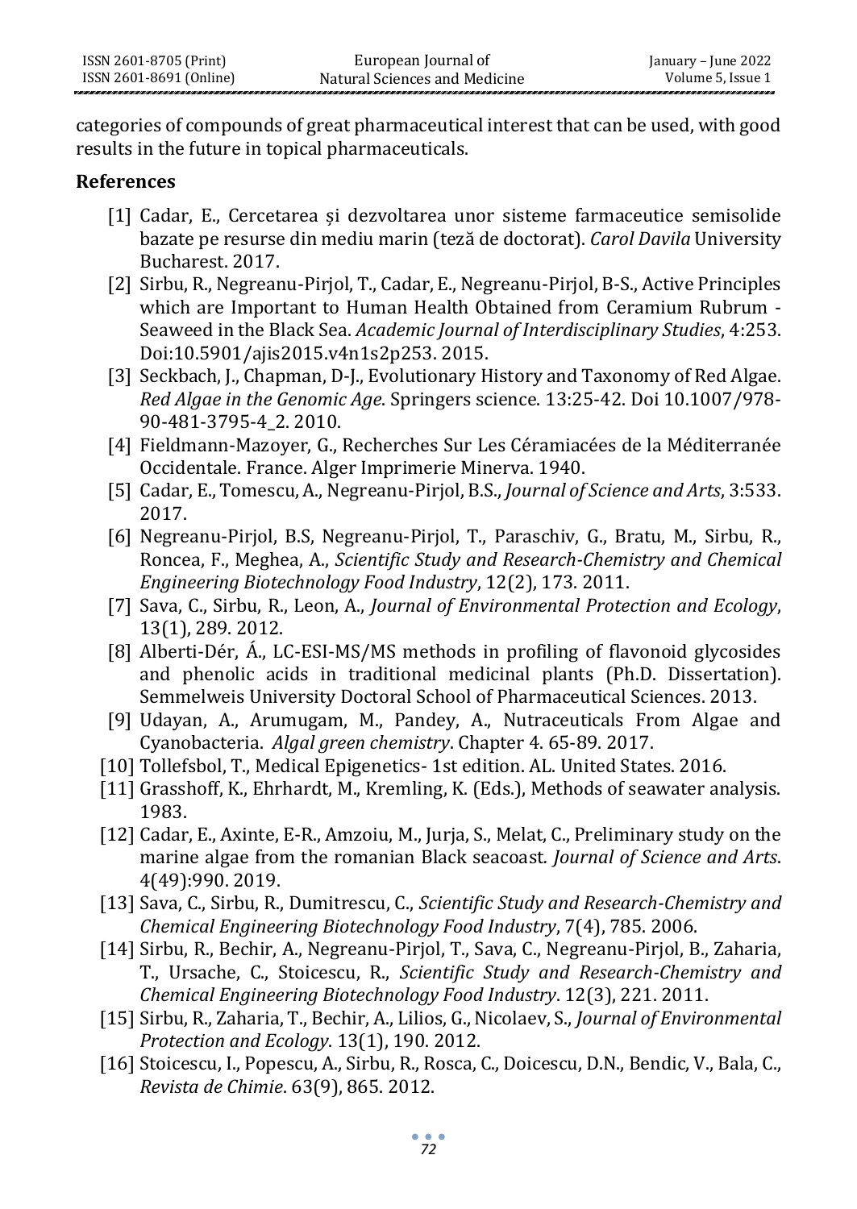categories of compounds of great pharmaceutical interest that can be used, with good results in the future in topical pharmaceuticals.

## References

[1] Cadar, E., Cercetarea și dezvoltarea unor sisteme farmaceutice semisolide bazate pe resurse din mediu marin (teză de doctorat). *Carol Davila* University Bucharest. 2017.

[2] Sirbu, R., Negreanu-Pirjol, T., Cadar, E., Negreanu-Pirjol, B-S., Active Principles which are Important to Human Health Obtained from Ceramium Rubrum - Seaweed in the Black Sea. *Academic Journal of Interdisciplinary Studies*, 4:253. Doi:10.5901/ajis2015.v4n1s2p253. 2015.

[3] Seckbach, J., Chapman, D-J., Evolutionary History and Taxonomy of Red Algae. *Red Algae in the Genomic Age*. Springers science. 13:25-42. Doi 10.1007/978-90-481-3795-4_2. 2010.

[4] Fieldmann-Mazoyer, G., Recherches Sur Les Céramiacées de la Méditerranée Occidentale. France. Alger Imprimerie Minerva. 1940.

[5] Cadar, E., Tomescu, A., Negreanu-Pirjol, B.S., *Journal of Science and Arts*, 3:533. 2017.

[6] Negreanu-Pirjol, B.S, Negreanu-Pirjol, T., Paraschiv, G., Bratu, M., Sirbu, R., Roncea, F., Meghea, A., *Scientific Study and Research-Chemistry and Chemical Engineering Biotechnology Food Industry*, 12(2), 173. 2011.

[7] Sava, C., Sirbu, R., Leon, A., *Journal of Environmental Protection and Ecology*, 13(1), 289. 2012.

[8] Alberti-Dér, Á., LC-ESI-MS/MS methods in profiling of flavonoid glycosides and phenolic acids in traditional medicinal plants (Ph.D. Dissertation). Semmelweis University Doctoral School of Pharmaceutical Sciences. 2013.

[9] Udayan, A., Arumugam, M., Pandey, A., Nutraceuticals From Algae and Cyanobacteria. *Algal green chemistry*. Chapter 4. 65-89. 2017.

[10] Tollefsbol, T., Medical Epigenetics- 1st edition. AL. United States. 2016.

[11] Grasshoff, K., Ehrhardt, M., Kremling, K. (Eds.), Methods of seawater analysis. 1983.

[12] Cadar, E., Axinte, E-R., Amzoiu, M., Jurja, S., Melat, C., Preliminary study on the marine algae from the romanian Black seacoast. *Journal of Science and Arts*. 4(49):990. 2019.

[13] Sava, C., Sirbu, R., Dumitrescu, C., *Scientific Study and Research-Chemistry and Chemical Engineering Biotechnology Food Industry*, 7(4), 785. 2006.

[14] Sirbu, R., Bechir, A., Negreanu-Pirjol, T., Sava, C., Negreanu-Pirjol, B., Zaharia, T., Ursache, C., Stoicescu, R., *Scientific Study and Research-Chemistry and Chemical Engineering Biotechnology Food Industry*. 12(3), 221. 2011.

[15] Sirbu, R., Zaharia, T., Bechir, A., Lilios, G., Nicolaev, S., *Journal of Environmental Protection and Ecology*. 13(1), 190. 2012.

[16] Stoicescu, I., Popescu, A., Sirbu, R., Rosca, C., Doicescu, D.N., Bendic, V., Bala, C., *Revista de Chimie*. 63(9), 865. 2012.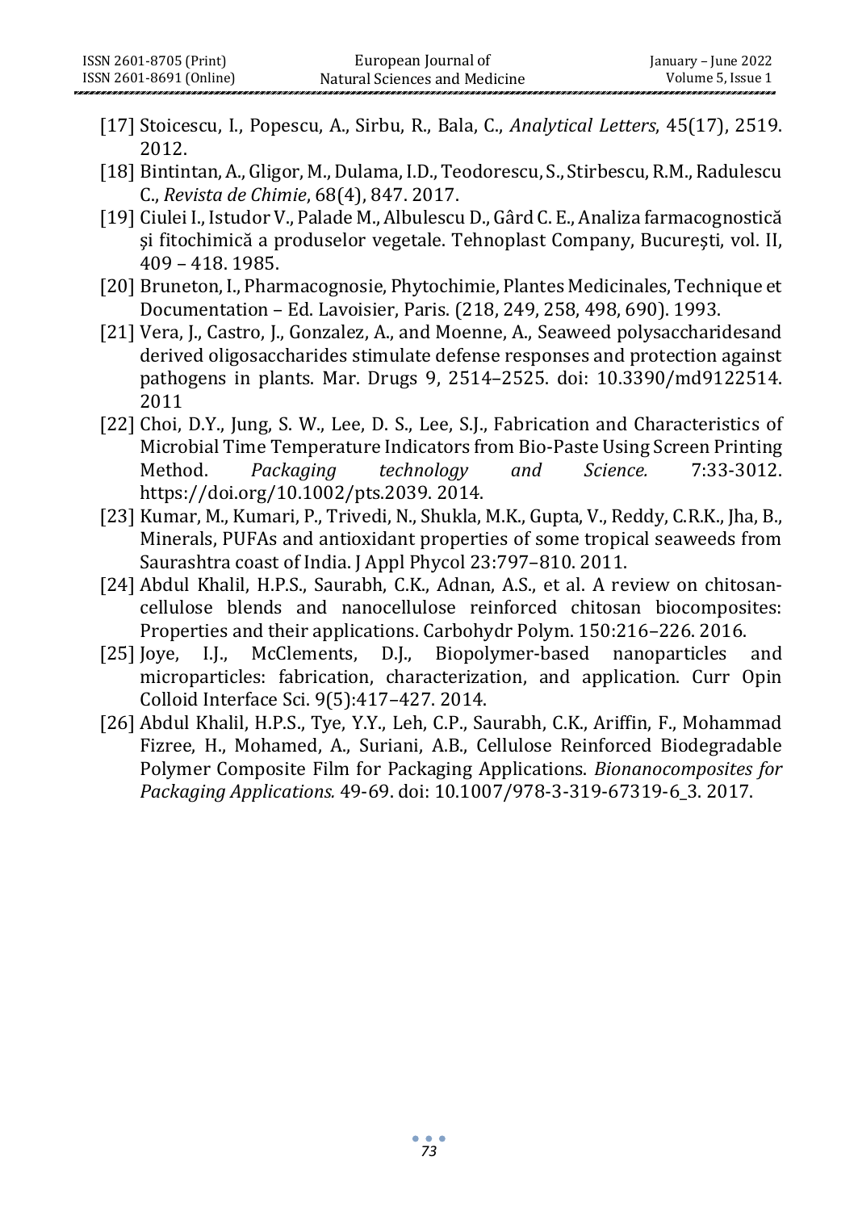[17] Stoicescu, I., Popescu, A., Sirbu, R., Bala, C., *Analytical Letters*, 45(17), 2519. 2012.

[18] Bintintan, A., Gligor, M., Dulama, I.D., Teodorescu, S., Stirbescu, R.M., Radulescu C., *Revista de Chimie*, 68(4), 847. 2017.

[19] Ciulei I., Istudor V., Palade M., Albulescu D., Gârd C. E., Analiza farmacognostică şi fitochimică a produselor vegetale. Tehnoplast Company, Bucureşti, vol. II, 409 – 418. 1985.

[20] Bruneton, I., Pharmacognosie, Phytochimie, Plantes Medicinales, Technique et Documentation – Ed. Lavoisier, Paris. (218, 249, 258, 498, 690). 1993.

[21] Vera, J., Castro, J., Gonzalez, A., and Moenne, A., Seaweed polysaccharidesand derived oligosaccharides stimulate defense responses and protection against pathogens in plants. Mar. Drugs 9, 2514–2525. doi: 10.3390/md9122514. 2011

[22] Choi, D.Y., Jung, S. W., Lee, D. S., Lee, S.J., Fabrication and Characteristics of Microbial Time Temperature Indicators from Bio-Paste Using Screen Printing Method. *Packaging technology and Science.* 7:33-3012. https://doi.org/10.1002/pts.2039. 2014.

[23] Kumar, M., Kumari, P., Trivedi, N., Shukla, M.K., Gupta, V., Reddy, C.R.K., Jha, B., Minerals, PUFAs and antioxidant properties of some tropical seaweeds from Saurashtra coast of India. J Appl Phycol 23:797–810. 2011.

[24] Abdul Khalil, H.P.S., Saurabh, C.K., Adnan, A.S., et al. A review on chitosan-cellulose blends and nanocellulose reinforced chitosan biocomposites: Properties and their applications. Carbohydr Polym. 150:216–226. 2016.

[25] Joye, I.J., McClements, D.J., Biopolymer-based nanoparticles and microparticles: fabrication, characterization, and application. Curr Opin Colloid Interface Sci. 9(5):417–427. 2014.

[26] Abdul Khalil, H.P.S., Tye, Y.Y., Leh, C.P., Saurabh, C.K., Ariffin, F., Mohammad Fizree, H., Mohamed, A., Suriani, A.B., Cellulose Reinforced Biodegradable Polymer Composite Film for Packaging Applications. *Bionanocomposites for Packaging Applications.* 49-69. doi: 10.1007/978-3-319-67319-6_3. 2017.